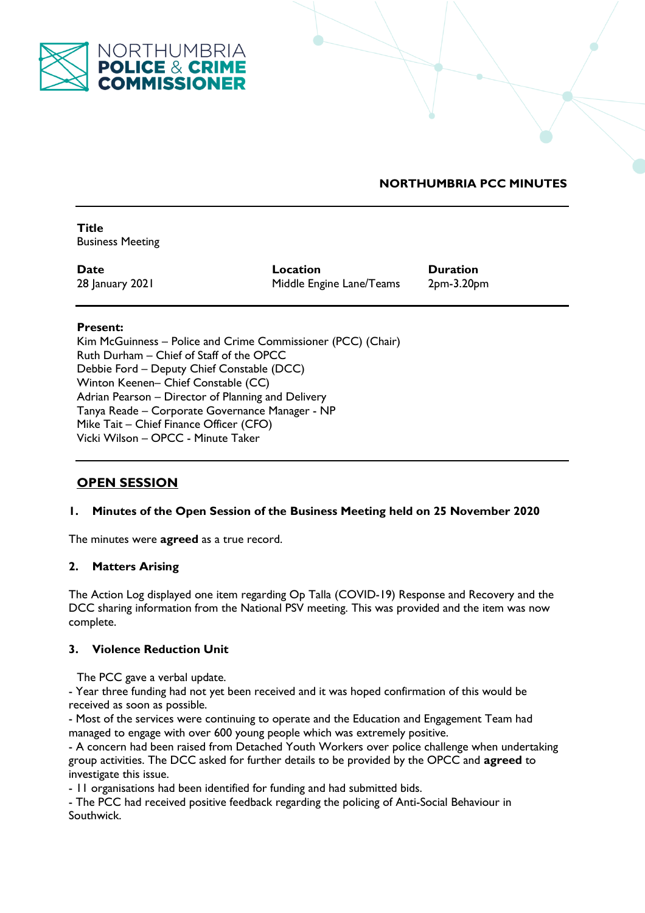NORTHUMBRIA POLICE & CRIME COMMISSIONER

**NORTHUMBRIA PCC MINUTES**

---

**Title**
Business Meeting

| **Date** | **Location** | **Duration** |
|---|---|---|
| 28 January 2021 | Middle Engine Lane/Teams | 2pm-3.20pm |

---

**Present:**
Kim McGuinness – Police and Crime Commissioner (PCC) (Chair)
Ruth Durham – Chief of Staff of the OPCC
Debbie Ford – Deputy Chief Constable (DCC)
Winton Keenen– Chief Constable (CC)
Adrian Pearson – Director of Planning and Delivery
Tanya Reade – Corporate Governance Manager - NP
Mike Tait – Chief Finance Officer (CFO)
Vicki Wilson – OPCC - Minute Taker

---

## OPEN SESSION

### 1. Minutes of the Open Session of the Business Meeting held on 25 November 2020

The minutes were **agreed** as a true record.

### 2. Matters Arising

The Action Log displayed one item regarding Op Talla (COVID-19) Response and Recovery and the DCC sharing information from the National PSV meeting. This was provided and the item was now complete.

### 3. Violence Reduction Unit

The PCC gave a verbal update.

- Year three funding had not yet been received and it was hoped confirmation of this would be received as soon as possible.
- Most of the services were continuing to operate and the Education and Engagement Team had managed to engage with over 600 young people which was extremely positive.
- A concern had been raised from Detached Youth Workers over police challenge when undertaking group activities. The DCC asked for further details to be provided by the OPCC and **agreed** to investigate this issue.
- 11 organisations had been identified for funding and had submitted bids.
- The PCC had received positive feedback regarding the policing of Anti-Social Behaviour in Southwick.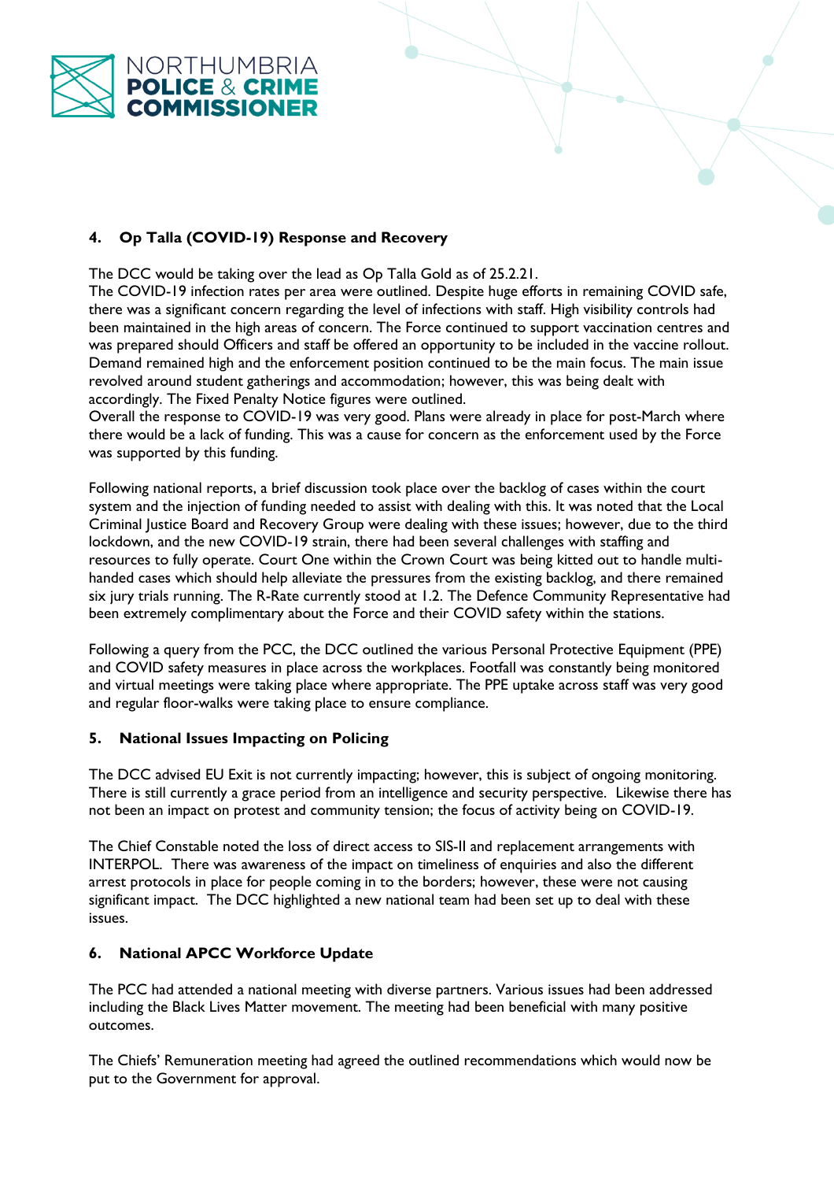## 4. Op Talla (COVID-19) Response and Recovery

The DCC would be taking over the lead as Op Talla Gold as of 25.2.21.
The COVID-19 infection rates per area were outlined. Despite huge efforts in remaining COVID safe, there was a significant concern regarding the level of infections with staff. High visibility controls had been maintained in the high areas of concern. The Force continued to support vaccination centres and was prepared should Officers and staff be offered an opportunity to be included in the vaccine rollout. Demand remained high and the enforcement position continued to be the main focus. The main issue revolved around student gatherings and accommodation; however, this was being dealt with accordingly. The Fixed Penalty Notice figures were outlined.
Overall the response to COVID-19 was very good. Plans were already in place for post-March where there would be a lack of funding. This was a cause for concern as the enforcement used by the Force was supported by this funding.

Following national reports, a brief discussion took place over the backlog of cases within the court system and the injection of funding needed to assist with dealing with this. It was noted that the Local Criminal Justice Board and Recovery Group were dealing with these issues; however, due to the third lockdown, and the new COVID-19 strain, there had been several challenges with staffing and resources to fully operate. Court One within the Crown Court was being kitted out to handle multi-handed cases which should help alleviate the pressures from the existing backlog, and there remained six jury trials running. The R-Rate currently stood at 1.2. The Defence Community Representative had been extremely complimentary about the Force and their COVID safety within the stations.

Following a query from the PCC, the DCC outlined the various Personal Protective Equipment (PPE) and COVID safety measures in place across the workplaces. Footfall was constantly being monitored and virtual meetings were taking place where appropriate. The PPE uptake across staff was very good and regular floor-walks were taking place to ensure compliance.

## 5. National Issues Impacting on Policing

The DCC advised EU Exit is not currently impacting; however, this is subject of ongoing monitoring. There is still currently a grace period from an intelligence and security perspective. Likewise there has not been an impact on protest and community tension; the focus of activity being on COVID-19.

The Chief Constable noted the loss of direct access to SIS-II and replacement arrangements with INTERPOL. There was awareness of the impact on timeliness of enquiries and also the different arrest protocols in place for people coming in to the borders; however, these were not causing significant impact. The DCC highlighted a new national team had been set up to deal with these issues.

## 6. National APCC Workforce Update

The PCC had attended a national meeting with diverse partners. Various issues had been addressed including the Black Lives Matter movement. The meeting had been beneficial with many positive outcomes.

The Chiefs' Remuneration meeting had agreed the outlined recommendations which would now be put to the Government for approval.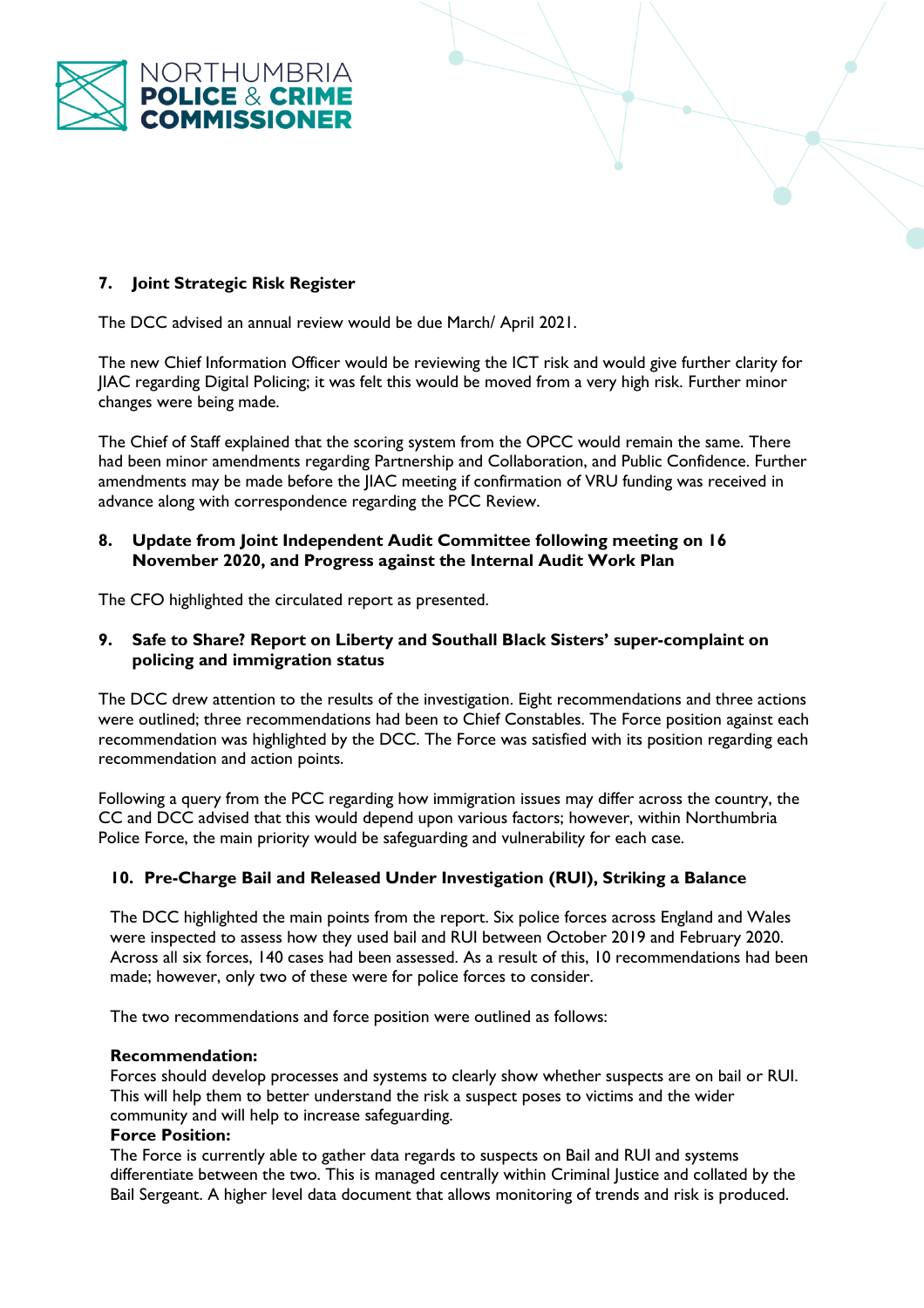### 7. Joint Strategic Risk Register

The DCC advised an annual review would be due March/ April 2021.

The new Chief Information Officer would be reviewing the ICT risk and would give further clarity for JIAC regarding Digital Policing; it was felt this would be moved from a very high risk. Further minor changes were being made.

The Chief of Staff explained that the scoring system from the OPCC would remain the same. There had been minor amendments regarding Partnership and Collaboration, and Public Confidence. Further amendments may be made before the JIAC meeting if confirmation of VRU funding was received in advance along with correspondence regarding the PCC Review.

### 8. Update from Joint Independent Audit Committee following meeting on 16 November 2020, and Progress against the Internal Audit Work Plan

The CFO highlighted the circulated report as presented.

### 9. Safe to Share? Report on Liberty and Southall Black Sisters' super-complaint on policing and immigration status

The DCC drew attention to the results of the investigation. Eight recommendations and three actions were outlined; three recommendations had been to Chief Constables. The Force position against each recommendation was highlighted by the DCC. The Force was satisfied with its position regarding each recommendation and action points.

Following a query from the PCC regarding how immigration issues may differ across the country, the CC and DCC advised that this would depend upon various factors; however, within Northumbria Police Force, the main priority would be safeguarding and vulnerability for each case.

### 10. Pre-Charge Bail and Released Under Investigation (RUI), Striking a Balance

The DCC highlighted the main points from the report. Six police forces across England and Wales were inspected to assess how they used bail and RUI between October 2019 and February 2020. Across all six forces, 140 cases had been assessed. As a result of this, 10 recommendations had been made; however, only two of these were for police forces to consider.

The two recommendations and force position were outlined as follows:

**Recommendation:**
Forces should develop processes and systems to clearly show whether suspects are on bail or RUI. This will help them to better understand the risk a suspect poses to victims and the wider community and will help to increase safeguarding.
**Force Position:**
The Force is currently able to gather data regards to suspects on Bail and RUI and systems differentiate between the two. This is managed centrally within Criminal Justice and collated by the Bail Sergeant. A higher level data document that allows monitoring of trends and risk is produced.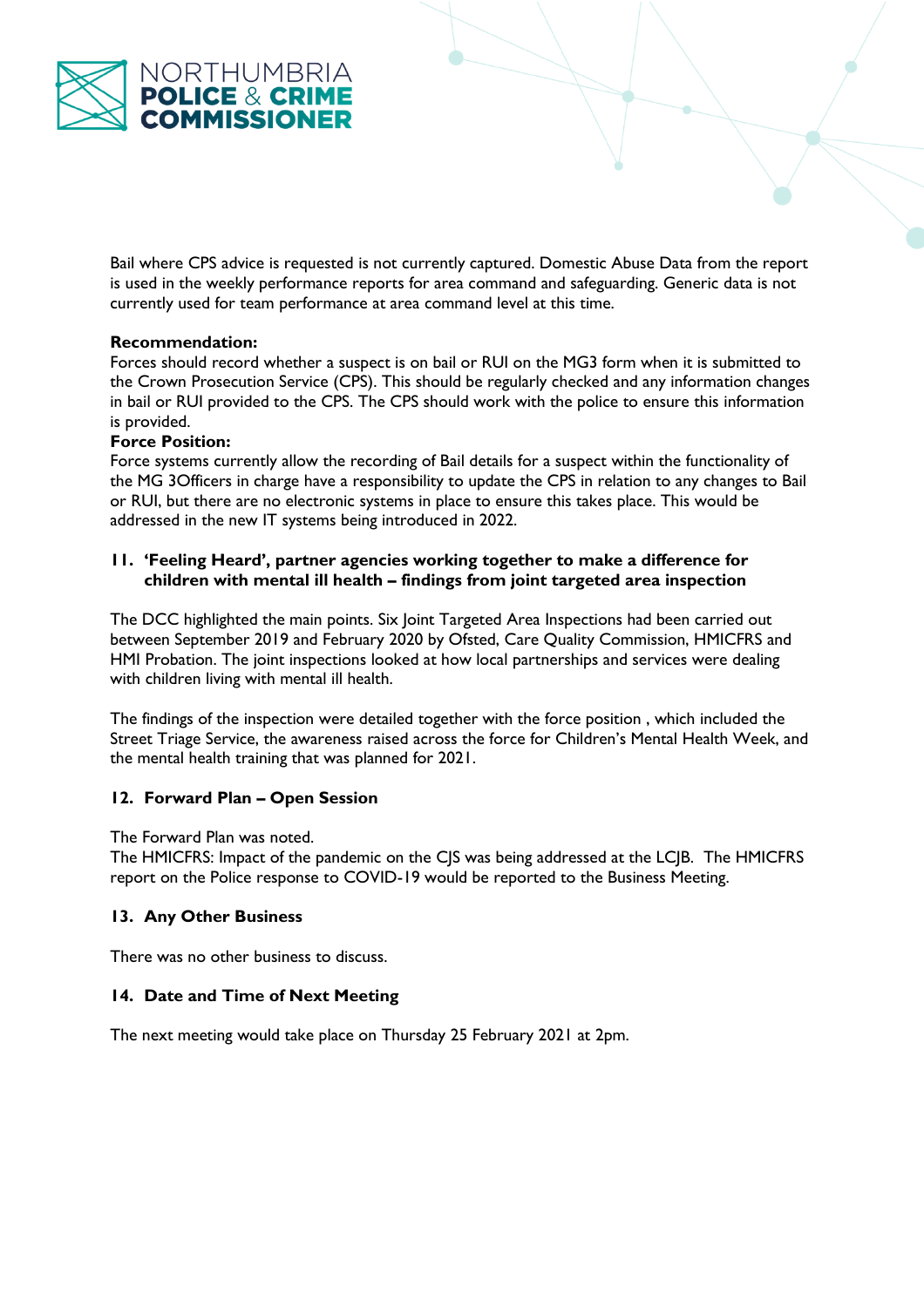Bail where CPS advice is requested is not currently captured. Domestic Abuse Data from the report is used in the weekly performance reports for area command and safeguarding. Generic data is not currently used for team performance at area command level at this time.

**Recommendation:**
Forces should record whether a suspect is on bail or RUI on the MG3 form when it is submitted to the Crown Prosecution Service (CPS). This should be regularly checked and any information changes in bail or RUI provided to the CPS. The CPS should work with the police to ensure this information is provided.

**Force Position:**
Force systems currently allow the recording of Bail details for a suspect within the functionality of the MG 3Officers in charge have a responsibility to update the CPS in relation to any changes to Bail or RUI, but there are no electronic systems in place to ensure this takes place. This would be addressed in the new IT systems being introduced in 2022.

## 11. 'Feeling Heard', partner agencies working together to make a difference for children with mental ill health – findings from joint targeted area inspection

The DCC highlighted the main points. Six Joint Targeted Area Inspections had been carried out between September 2019 and February 2020 by Ofsted, Care Quality Commission, HMICFRS and HMI Probation. The joint inspections looked at how local partnerships and services were dealing with children living with mental ill health.

The findings of the inspection were detailed together with the force position , which included the Street Triage Service, the awareness raised across the force for Children's Mental Health Week, and the mental health training that was planned for 2021.

## 12. Forward Plan – Open Session

The Forward Plan was noted.
The HMICFRS: Impact of the pandemic on the CJS was being addressed at the LCJB. The HMICFRS report on the Police response to COVID-19 would be reported to the Business Meeting.

## 13. Any Other Business

There was no other business to discuss.

## 14. Date and Time of Next Meeting

The next meeting would take place on Thursday 25 February 2021 at 2pm.